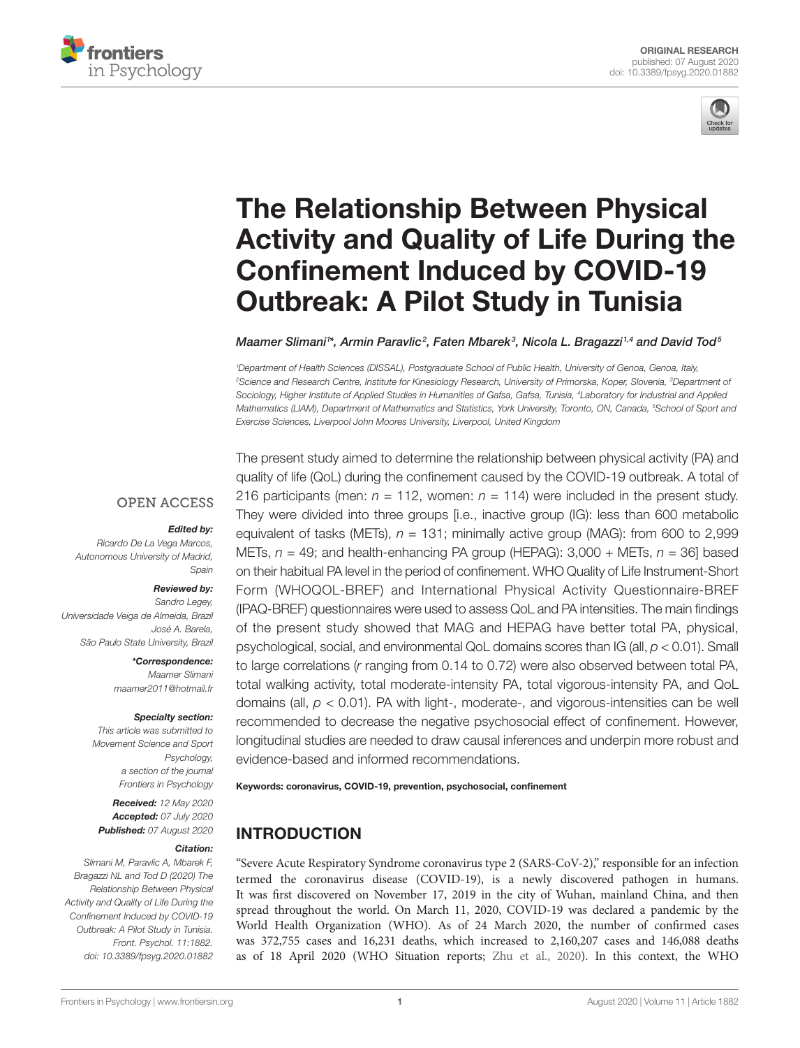ORIGINAL RESEARCH
published: 07 August 2020
doi: 10.3389/fpsyg.2020.01882

# The Relationship Between Physical Activity and Quality of Life During the Confinement Induced by COVID-19 Outbreak: A Pilot Study in Tunisia

*Maamer Slimani[1]*, Armin Paravlic[2], Faten Mbarek[3], Nicola L. Bragazzi[1,4] and David Tod[5]*

[1]Department of Health Sciences (DISSAL), Postgraduate School of Public Health, University of Genoa, Genoa, Italy, [2]Science and Research Centre, Institute for Kinesiology Research, University of Primorska, Koper, Slovenia, [3]Department of Sociology, Higher Institute of Applied Studies in Humanities of Gafsa, Gafsa, Tunisia, [4]Laboratory for Industrial and Applied Mathematics (LIAM), Department of Mathematics and Statistics, York University, Toronto, ON, Canada, [5]School of Sport and Exercise Sciences, Liverpool John Moores University, Liverpool, United Kingdom

OPEN ACCESS

***Edited by:***
*Ricardo De La Vega Marcos, Autonomous University of Madrid, Spain*

***Reviewed by:***
*Sandro Legey, Universidade Veiga de Almeida, Brazil*
*José A. Barela, São Paulo State University, Brazil*

***\*Correspondence:***
*Maamer Slimani*
*maamer2011@hotmail.fr*

***Specialty section:***
*This article was submitted to Movement Science and Sport Psychology, a section of the journal Frontiers in Psychology*

***Received:*** *12 May 2020*
***Accepted:*** *07 July 2020*
***Published:*** *07 August 2020*

***Citation:***
*Slimani M, Paravlic A, Mbarek F, Bragazzi NL and Tod D (2020) The Relationship Between Physical Activity and Quality of Life During the Confinement Induced by COVID-19 Outbreak: A Pilot Study in Tunisia. Front. Psychol. 11:1882. doi: 10.3389/fpsyg.2020.01882*

The present study aimed to determine the relationship between physical activity (PA) and quality of life (QoL) during the confinement caused by the COVID-19 outbreak. A total of 216 participants (men: $n = 112$, women: $n = 114$) were included in the present study. They were divided into three groups [i.e., inactive group (IG): less than 600 metabolic equivalent of tasks (METs), $n = 131$; minimally active group (MAG): from 600 to 2,999 METs, $n = 49$; and health-enhancing PA group (HEPAG): 3,000 + METs, $n = 36$] based on their habitual PA level in the period of confinement. WHO Quality of Life Instrument-Short Form (WHOQOL-BREF) and International Physical Activity Questionnaire-BREF (IPAQ-BREF) questionnaires were used to assess QoL and PA intensities. The main findings of the present study showed that MAG and HEPAG have better total PA, physical, psychological, social, and environmental QoL domains scores than IG (all, $p < 0.01$). Small to large correlations ($r$ ranging from 0.14 to 0.72) were also observed between total PA, total walking activity, total moderate-intensity PA, total vigorous-intensity PA, and QoL domains (all, $p < 0.01$). PA with light-, moderate-, and vigorous-intensities can be well recommended to decrease the negative psychosocial effect of confinement. However, longitudinal studies are needed to draw causal inferences and underpin more robust and evidence-based and informed recommendations.

**Keywords: coronavirus, COVID-19, prevention, psychosocial, confinement**

## INTRODUCTION

"Severe Acute Respiratory Syndrome coronavirus type 2 (SARS-CoV-2)," responsible for an infection termed the coronavirus disease (COVID-19), is a newly discovered pathogen in humans. It was first discovered on November 17, 2019 in the city of Wuhan, mainland China, and then spread throughout the world. On March 11, 2020, COVID-19 was declared a pandemic by the World Health Organization (WHO). As of 24 March 2020, the number of confirmed cases was 372,755 cases and 16,231 deaths, which increased to 2,160,207 cases and 146,088 deaths as of 18 April 2020 (WHO Situation reports; Zhu et al., 2020). In this context, the WHO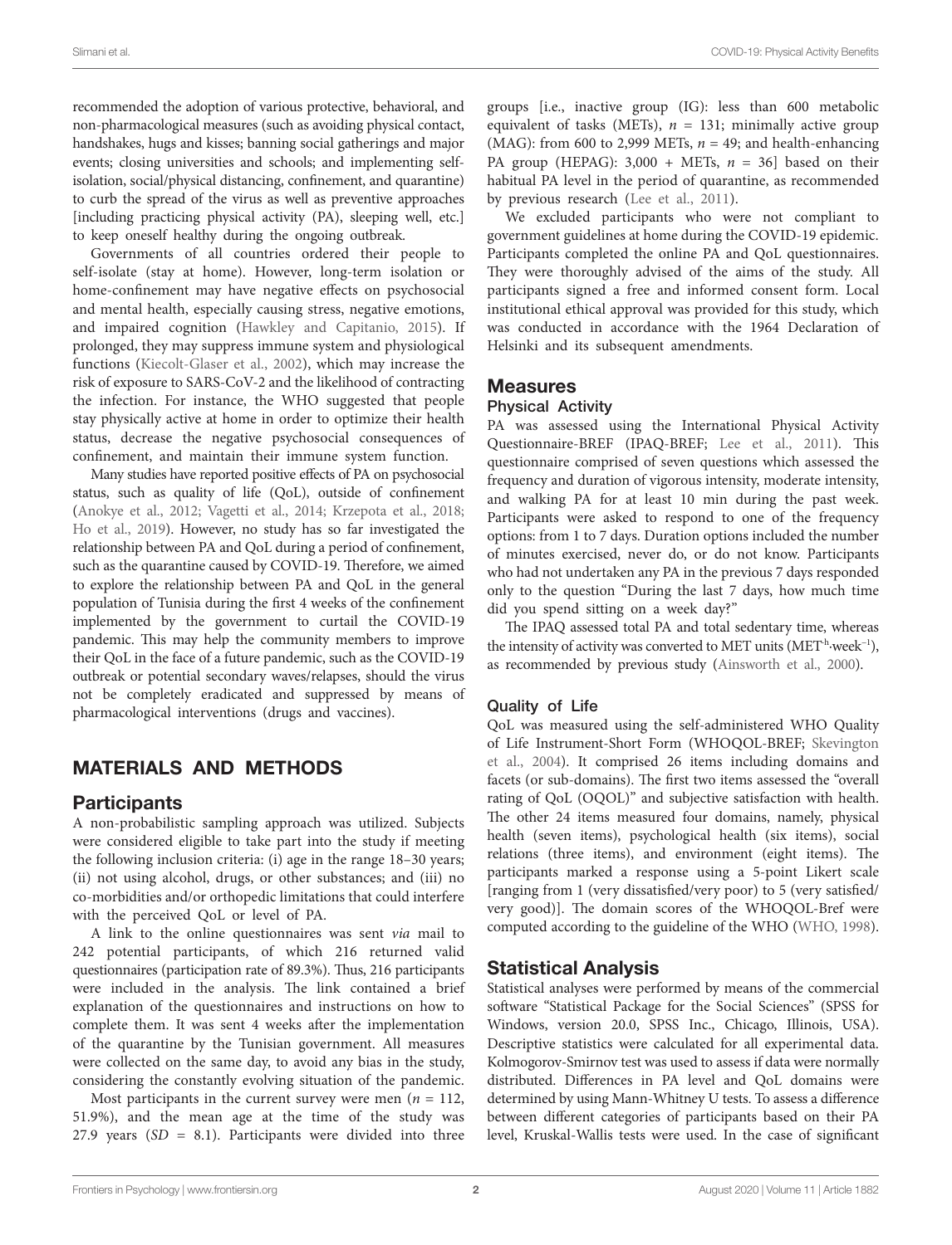recommended the adoption of various protective, behavioral, and non-pharmacological measures (such as avoiding physical contact, handshakes, hugs and kisses; banning social gatherings and major events; closing universities and schools; and implementing self-isolation, social/physical distancing, confinement, and quarantine) to curb the spread of the virus as well as preventive approaches [including practicing physical activity (PA), sleeping well, etc.] to keep oneself healthy during the ongoing outbreak.

Governments of all countries ordered their people to self-isolate (stay at home). However, long-term isolation or home-confinement may have negative effects on psychosocial and mental health, especially causing stress, negative emotions, and impaired cognition (Hawkley and Capitanio, 2015). If prolonged, they may suppress immune system and physiological functions (Kiecolt-Glaser et al., 2002), which may increase the risk of exposure to SARS-CoV-2 and the likelihood of contracting the infection. For instance, the WHO suggested that people stay physically active at home in order to optimize their health status, decrease the negative psychosocial consequences of confinement, and maintain their immune system function.

Many studies have reported positive effects of PA on psychosocial status, such as quality of life (QoL), outside of confinement (Anokye et al., 2012; Vagetti et al., 2014; Krzepota et al., 2018; Ho et al., 2019). However, no study has so far investigated the relationship between PA and QoL during a period of confinement, such as the quarantine caused by COVID-19. Therefore, we aimed to explore the relationship between PA and QoL in the general population of Tunisia during the first 4 weeks of the confinement implemented by the government to curtail the COVID-19 pandemic. This may help the community members to improve their QoL in the face of a future pandemic, such as the COVID-19 outbreak or potential secondary waves/relapses, should the virus not be completely eradicated and suppressed by means of pharmacological interventions (drugs and vaccines).

## MATERIALS AND METHODS

### Participants

A non-probabilistic sampling approach was utilized. Subjects were considered eligible to take part into the study if meeting the following inclusion criteria: (i) age in the range 18–30 years; (ii) not using alcohol, drugs, or other substances; and (iii) no co-morbidities and/or orthopedic limitations that could interfere with the perceived QoL or level of PA.

A link to the online questionnaires was sent *via* mail to 242 potential participants, of which 216 returned valid questionnaires (participation rate of 89.3%). Thus, 216 participants were included in the analysis. The link contained a brief explanation of the questionnaires and instructions on how to complete them. It was sent 4 weeks after the implementation of the quarantine by the Tunisian government. All measures were collected on the same day, to avoid any bias in the study, considering the constantly evolving situation of the pandemic.

Most participants in the current survey were men ($n$ = 112, 51.9%), and the mean age at the time of the study was 27.9 years ($SD$ = 8.1). Participants were divided into three groups [i.e., inactive group (IG): less than 600 metabolic equivalent of tasks (METs), $n$ = 131; minimally active group (MAG): from 600 to 2,999 METs, $n$ = 49; and health-enhancing PA group (HEPAG): 3,000 + METs, $n$ = 36] based on their habitual PA level in the period of quarantine, as recommended by previous research (Lee et al., 2011).

We excluded participants who were not compliant to government guidelines at home during the COVID-19 epidemic. Participants completed the online PA and QoL questionnaires. They were thoroughly advised of the aims of the study. All participants signed a free and informed consent form. Local institutional ethical approval was provided for this study, which was conducted in accordance with the 1964 Declaration of Helsinki and its subsequent amendments.

### Measures

#### Physical Activity

PA was assessed using the International Physical Activity Questionnaire-BREF (IPAQ-BREF; Lee et al., 2011). This questionnaire comprised of seven questions which assessed the frequency and duration of vigorous intensity, moderate intensity, and walking PA for at least 10 min during the past week. Participants were asked to respond to one of the frequency options: from 1 to 7 days. Duration options included the number of minutes exercised, never do, or do not know. Participants who had not undertaken any PA in the previous 7 days responded only to the question "During the last 7 days, how much time did you spend sitting on a week day?"

The IPAQ assessed total PA and total sedentary time, whereas the intensity of activity was converted to MET units ($MET \cdot h \cdot week^{-1}$), as recommended by previous study (Ainsworth et al., 2000).

#### Quality of Life

QoL was measured using the self-administered WHO Quality of Life Instrument-Short Form (WHOQOL-BREF; Skevington et al., 2004). It comprised 26 items including domains and facets (or sub-domains). The first two items assessed the "overall rating of QoL (OQOL)" and subjective satisfaction with health. The other 24 items measured four domains, namely, physical health (seven items), psychological health (six items), social relations (three items), and environment (eight items). The participants marked a response using a 5-point Likert scale [ranging from 1 (very dissatisfied/very poor) to 5 (very satisfied/very good)]. The domain scores of the WHOQOL-Bref were computed according to the guideline of the WHO (WHO, 1998).

### Statistical Analysis

Statistical analyses were performed by means of the commercial software "Statistical Package for the Social Sciences" (SPSS for Windows, version 20.0, SPSS Inc., Chicago, Illinois, USA). Descriptive statistics were calculated for all experimental data. Kolmogorov-Smirnov test was used to assess if data were normally distributed. Differences in PA level and QoL domains were determined by using Mann-Whitney U tests. To assess a difference between different categories of participants based on their PA level, Kruskal-Wallis tests were used. In the case of significant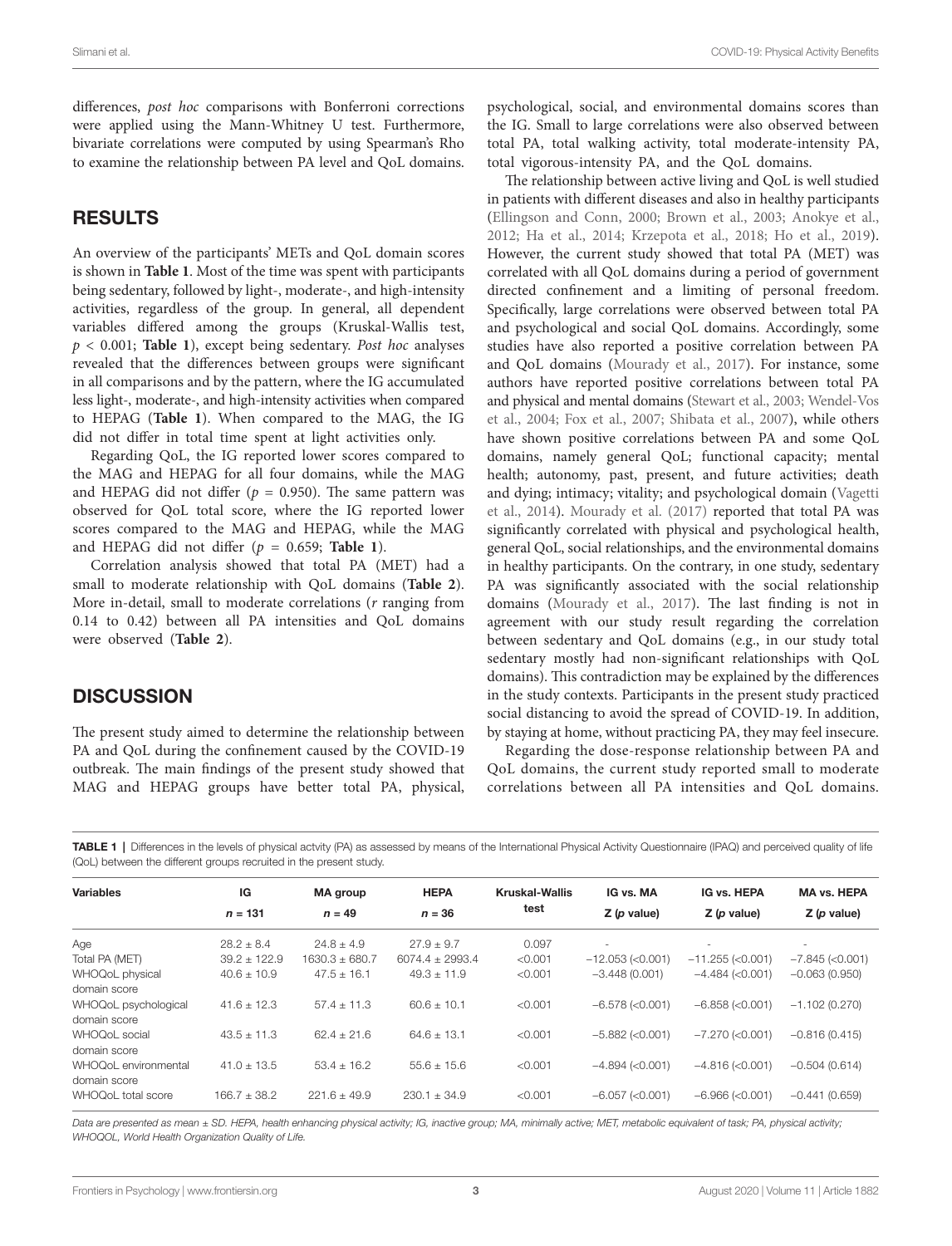differences, *post hoc* comparisons with Bonferroni corrections were applied using the Mann-Whitney U test. Furthermore, bivariate correlations were computed by using Spearman's Rho to examine the relationship between PA level and QoL domains.

## RESULTS

An overview of the participants' METs and QoL domain scores is shown in **Table 1**. Most of the time was spent with participants being sedentary, followed by light-, moderate-, and high-intensity activities, regardless of the group. In general, all dependent variables differed among the groups (Kruskal-Wallis test, $p < 0.001$; **Table 1**), except being sedentary. *Post hoc* analyses revealed that the differences between groups were significant in all comparisons and by the pattern, where the IG accumulated less light-, moderate-, and high-intensity activities when compared to HEPAG (**Table 1**). When compared to the MAG, the IG did not differ in total time spent at light activities only.

Regarding QoL, the IG reported lower scores compared to the MAG and HEPAG for all four domains, while the MAG and HEPAG did not differ ($p = 0.950$). The same pattern was observed for QoL total score, where the IG reported lower scores compared to the MAG and HEPAG, while the MAG and HEPAG did not differ ($p = 0.659$; **Table 1**).

Correlation analysis showed that total PA (MET) had a small to moderate relationship with QoL domains (**Table 2**). More in-detail, small to moderate correlations ($r$ ranging from 0.14 to 0.42) between all PA intensities and QoL domains were observed (**Table 2**).

## DISCUSSION

The present study aimed to determine the relationship between PA and QoL during the confinement caused by the COVID-19 outbreak. The main findings of the present study showed that MAG and HEPAG groups have better total PA, physical, psychological, social, and environmental domains scores than the IG. Small to large correlations were also observed between total PA, total walking activity, total moderate-intensity PA, total vigorous-intensity PA, and the QoL domains.

The relationship between active living and QoL is well studied in patients with different diseases and also in healthy participants (Ellingson and Conn, 2000; Brown et al., 2003; Anokye et al., 2012; Ha et al., 2014; Krzepota et al., 2018; Ho et al., 2019). However, the current study showed that total PA (MET) was correlated with all QoL domains during a period of government directed confinement and a limiting of personal freedom. Specifically, large correlations were observed between total PA and psychological and social QoL domains. Accordingly, some studies have also reported a positive correlation between PA and QoL domains (Mourady et al., 2017). For instance, some authors have reported positive correlations between total PA and physical and mental domains (Stewart et al., 2003; Wendel-Vos et al., 2004; Fox et al., 2007; Shibata et al., 2007), while others have shown positive correlations between PA and some QoL domains, namely general QoL; functional capacity; mental health; autonomy, past, present, and future activities; death and dying; intimacy; vitality; and psychological domain (Vagetti et al., 2014). Mourady et al. (2017) reported that total PA was significantly correlated with physical and psychological health, general QoL, social relationships, and the environmental domains in healthy participants. On the contrary, in one study, sedentary PA was significantly associated with the social relationship domains (Mourady et al., 2017). The last finding is not in agreement with our study result regarding the correlation between sedentary and QoL domains (e.g., in our study total sedentary mostly had non-significant relationships with QoL domains). This contradiction may be explained by the differences in the study contexts. Participants in the present study practiced social distancing to avoid the spread of COVID-19. In addition, by staying at home, without practicing PA, they may feel insecure.

Regarding the dose-response relationship between PA and QoL domains, the current study reported small to moderate correlations between all PA intensities and QoL domains.

**TABLE 1** | Differences in the levels of physical actvity (PA) as assessed by means of the International Physical Activity Questionnaire (IPAQ) and perceived quality of life (QoL) between the different groups recruited in the present study.

| Variables | IG $n = 131$ | MA group $n = 49$ | HEPA $n = 36$ | Kruskal-Wallis test | IG vs. MA Z (*p* value) | IG vs. HEPA Z (*p* value) | MA vs. HEPA Z (*p* value) |
|---|---|---|---|---|---|---|---|
| Age | 28.2 ± 8.4 | 24.8 ± 4.9 | 27.9 ± 9.7 | 0.097 | - | - | - |
| Total PA (MET) | 39.2 ± 122.9 | 1630.3 ± 680.7 | 6074.4 ± 2993.4 | <0.001 | −12.053 (<0.001) | −11.255 (<0.001) | −7.845 (<0.001) |
| WHOQoL physical domain score | 40.6 ± 10.9 | 47.5 ± 16.1 | 49.3 ± 11.9 | <0.001 | −3.448 (0.001) | −4.484 (<0.001) | −0.063 (0.950) |
| WHOQoL psychological domain score | 41.6 ± 12.3 | 57.4 ± 11.3 | 60.6 ± 10.1 | <0.001 | −6.578 (<0.001) | −6.858 (<0.001) | −1.102 (0.270) |
| WHOQoL social domain score | 43.5 ± 11.3 | 62.4 ± 21.6 | 64.6 ± 13.1 | <0.001 | −5.882 (<0.001) | −7.270 (<0.001) | −0.816 (0.415) |
| WHOQoL environmental domain score | 41.0 ± 13.5 | 53.4 ± 16.2 | 55.6 ± 15.6 | <0.001 | −4.894 (<0.001) | −4.816 (<0.001) | −0.504 (0.614) |
| WHOQoL total score | 166.7 ± 38.2 | 221.6 ± 49.9 | 230.1 ± 34.9 | <0.001 | −6.057 (<0.001) | −6.966 (<0.001) | −0.441 (0.659) |

*Data are presented as mean ± SD. HEPA, health enhancing physical activity; IG, inactive group; MA, minimally active; MET, metabolic equivalent of task; PA, physical activity; WHOQOL, World Health Organization Quality of Life.*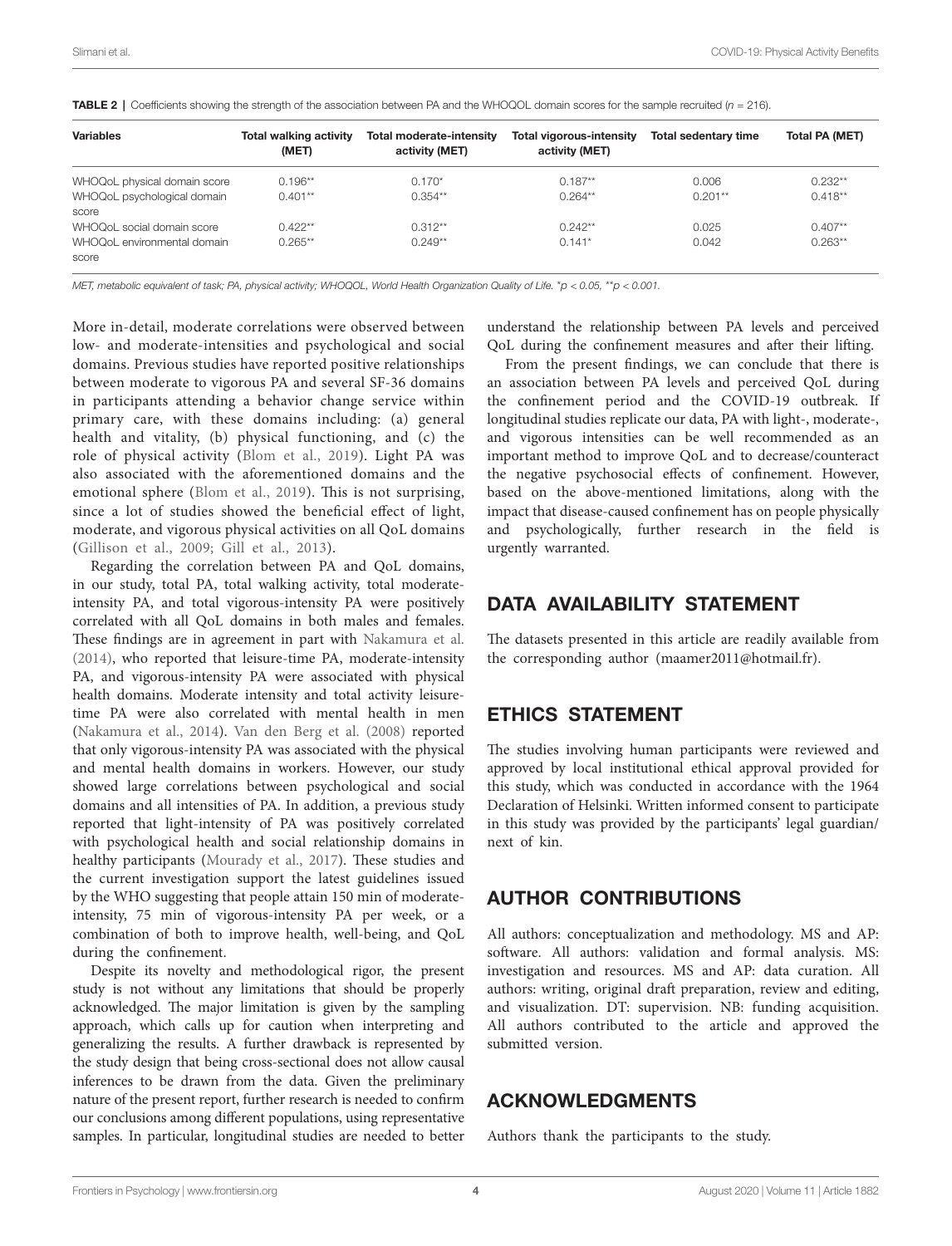**TABLE 2** | Coefficients showing the strength of the association between PA and the WHOQOL domain scores for the sample recruited ($n = 216$).

| Variables | Total walking activity (MET) | Total moderate-intensity activity (MET) | Total vigorous-intensity activity (MET) | Total sedentary time | Total PA (MET) |
|---|---|---|---|---|---|
| WHOQoL physical domain score | 0.196** | 0.170* | 0.187** | 0.006 | 0.232** |
| WHOQoL psychological domain score | 0.401** | 0.354** | 0.264** | 0.201** | 0.418** |
| WHOQoL social domain score | 0.422** | 0.312** | 0.242** | 0.025 | 0.407** |
| WHOQoL environmental domain score | 0.265** | 0.249** | 0.141* | 0.042 | 0.263** |

*MET, metabolic equivalent of task; PA, physical activity; WHOQOL, World Health Organization Quality of Life. *$p < 0.05$, **$p < 0.001$.*

More in-detail, moderate correlations were observed between low- and moderate-intensities and psychological and social domains. Previous studies have reported positive relationships between moderate to vigorous PA and several SF-36 domains in participants attending a behavior change service within primary care, with these domains including: (a) general health and vitality, (b) physical functioning, and (c) the role of physical activity (Blom et al., 2019). Light PA was also associated with the aforementioned domains and the emotional sphere (Blom et al., 2019). This is not surprising, since a lot of studies showed the beneficial effect of light, moderate, and vigorous physical activities on all QoL domains (Gillison et al., 2009; Gill et al., 2013).

Regarding the correlation between PA and QoL domains, in our study, total PA, total walking activity, total moderate-intensity PA, and total vigorous-intensity PA were positively correlated with all QoL domains in both males and females. These findings are in agreement in part with Nakamura et al. (2014), who reported that leisure-time PA, moderate-intensity PA, and vigorous-intensity PA were associated with physical health domains. Moderate intensity and total activity leisure-time PA were also correlated with mental health in men (Nakamura et al., 2014). Van den Berg et al. (2008) reported that only vigorous-intensity PA was associated with the physical and mental health domains in workers. However, our study showed large correlations between psychological and social domains and all intensities of PA. In addition, a previous study reported that light-intensity of PA was positively correlated with psychological health and social relationship domains in healthy participants (Mourady et al., 2017). These studies and the current investigation support the latest guidelines issued by the WHO suggesting that people attain 150 min of moderate-intensity, 75 min of vigorous-intensity PA per week, or a combination of both to improve health, well-being, and QoL during the confinement.

Despite its novelty and methodological rigor, the present study is not without any limitations that should be properly acknowledged. The major limitation is given by the sampling approach, which calls up for caution when interpreting and generalizing the results. A further drawback is represented by the study design that being cross-sectional does not allow causal inferences to be drawn from the data. Given the preliminary nature of the present report, further research is needed to confirm our conclusions among different populations, using representative samples. In particular, longitudinal studies are needed to better understand the relationship between PA levels and perceived QoL during the confinement measures and after their lifting.

From the present findings, we can conclude that there is an association between PA levels and perceived QoL during the confinement period and the COVID-19 outbreak. If longitudinal studies replicate our data, PA with light-, moderate-, and vigorous intensities can be well recommended as an important method to improve QoL and to decrease/counteract the negative psychosocial effects of confinement. However, based on the above-mentioned limitations, along with the impact that disease-caused confinement has on people physically and psychologically, further research in the field is urgently warranted.

## DATA AVAILABILITY STATEMENT

The datasets presented in this article are readily available from the corresponding author (maamer2011@hotmail.fr).

## ETHICS STATEMENT

The studies involving human participants were reviewed and approved by local institutional ethical approval provided for this study, which was conducted in accordance with the 1964 Declaration of Helsinki. Written informed consent to participate in this study was provided by the participants' legal guardian/next of kin.

## AUTHOR CONTRIBUTIONS

All authors: conceptualization and methodology. MS and AP: software. All authors: validation and formal analysis. MS: investigation and resources. MS and AP: data curation. All authors: writing, original draft preparation, review and editing, and visualization. DT: supervision. NB: funding acquisition. All authors contributed to the article and approved the submitted version.

## ACKNOWLEDGMENTS

Authors thank the participants to the study.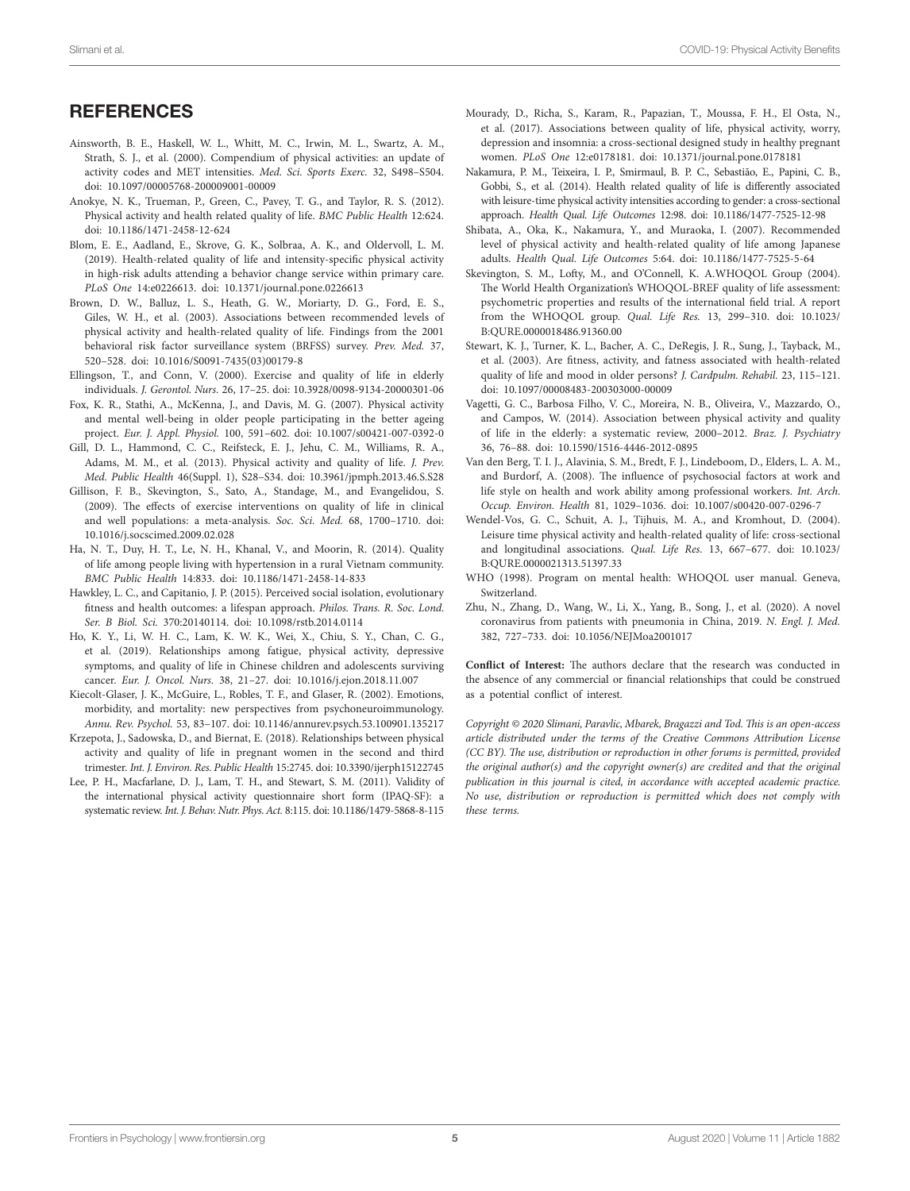## REFERENCES

Ainsworth, B. E., Haskell, W. L., Whitt, M. C., Irwin, M. L., Swartz, A. M., Strath, S. J., et al. (2000). Compendium of physical activities: an update of activity codes and MET intensities. *Med. Sci. Sports Exerc.* 32, S498–S504. doi: 10.1097/00005768-200009001-00009

Anokye, N. K., Trueman, P., Green, C., Pavey, T. G., and Taylor, R. S. (2012). Physical activity and health related quality of life. *BMC Public Health* 12:624. doi: 10.1186/1471-2458-12-624

Blom, E. E., Aadland, E., Skrove, G. K., Solbraa, A. K., and Oldervoll, L. M. (2019). Health-related quality of life and intensity-specific physical activity in high-risk adults attending a behavior change service within primary care. *PLoS One* 14:e0226613. doi: 10.1371/journal.pone.0226613

Brown, D. W., Balluz, L. S., Heath, G. W., Moriarty, D. G., Ford, E. S., Giles, W. H., et al. (2003). Associations between recommended levels of physical activity and health-related quality of life. Findings from the 2001 behavioral risk factor surveillance system (BRFSS) survey. *Prev. Med.* 37, 520–528. doi: 10.1016/S0091-7435(03)00179-8

Ellingson, T., and Conn, V. (2000). Exercise and quality of life in elderly individuals. *J. Gerontol. Nurs.* 26, 17–25. doi: 10.3928/0098-9134-20000301-06

Fox, K. R., Stathi, A., McKenna, J., and Davis, M. G. (2007). Physical activity and mental well-being in older people participating in the better ageing project. *Eur. J. Appl. Physiol.* 100, 591–602. doi: 10.1007/s00421-007-0392-0

Gill, D. L., Hammond, C. C., Reifsteck, E. J., Jehu, C. M., Williams, R. A., Adams, M. M., et al. (2013). Physical activity and quality of life. *J. Prev. Med. Public Health* 46(Suppl. 1), S28–S34. doi: 10.3961/jpmph.2013.46.S.S28

Gillison, F. B., Skevington, S., Sato, A., Standage, M., and Evangelidou, S. (2009). The effects of exercise interventions on quality of life in clinical and well populations: a meta-analysis. *Soc. Sci. Med.* 68, 1700–1710. doi: 10.1016/j.socscimed.2009.02.028

Ha, N. T., Duy, H. T., Le, N. H., Khanal, V., and Moorin, R. (2014). Quality of life among people living with hypertension in a rural Vietnam community. *BMC Public Health* 14:833. doi: 10.1186/1471-2458-14-833

Hawkley, L. C., and Capitanio, J. P. (2015). Perceived social isolation, evolutionary fitness and health outcomes: a lifespan approach. *Philos. Trans. R. Soc. Lond. Ser. B Biol. Sci.* 370:20140114. doi: 10.1098/rstb.2014.0114

Ho, K. Y., Li, W. H. C., Lam, K. W. K., Wei, X., Chiu, S. Y., Chan, C. G., et al. (2019). Relationships among fatigue, physical activity, depressive symptoms, and quality of life in Chinese children and adolescents surviving cancer. *Eur. J. Oncol. Nurs.* 38, 21–27. doi: 10.1016/j.ejon.2018.11.007

Kiecolt-Glaser, J. K., McGuire, L., Robles, T. F., and Glaser, R. (2002). Emotions, morbidity, and mortality: new perspectives from psychoneuroimmunology. *Annu. Rev. Psychol.* 53, 83–107. doi: 10.1146/annurev.psych.53.100901.135217

Krzepota, J., Sadowska, D., and Biernat, E. (2018). Relationships between physical activity and quality of life in pregnant women in the second and third trimester. *Int. J. Environ. Res. Public Health* 15:2745. doi: 10.3390/ijerph15122745

Lee, P. H., Macfarlane, D. J., Lam, T. H., and Stewart, S. M. (2011). Validity of the international physical activity questionnaire short form (IPAQ-SF): a systematic review. *Int. J. Behav. Nutr. Phys. Act.* 8:115. doi: 10.1186/1479-5868-8-115

Mourady, D., Richa, S., Karam, R., Papazian, T., Moussa, F. H., El Osta, N., et al. (2017). Associations between quality of life, physical activity, worry, depression and insomnia: a cross-sectional designed study in healthy pregnant women. *PLoS One* 12:e0178181. doi: 10.1371/journal.pone.0178181

Nakamura, P. M., Teixeira, I. P., Smirmaul, B. P. C., Sebastião, E., Papini, C. B., Gobbi, S., et al. (2014). Health related quality of life is differently associated with leisure-time physical activity intensities according to gender: a cross-sectional approach. *Health Qual. Life Outcomes* 12:98. doi: 10.1186/1477-7525-12-98

Shibata, A., Oka, K., Nakamura, Y., and Muraoka, I. (2007). Recommended level of physical activity and health-related quality of life among Japanese adults. *Health Qual. Life Outcomes* 5:64. doi: 10.1186/1477-7525-5-64

Skevington, S. M., Lofty, M., and O'Connell, K. A.WHOQOL Group (2004). The World Health Organization's WHOQOL-BREF quality of life assessment: psychometric properties and results of the international field trial. A report from the WHOQOL group. *Qual. Life Res.* 13, 299–310. doi: 10.1023/B:QURE.0000018486.91360.00

Stewart, K. J., Turner, K. L., Bacher, A. C., DeRegis, J. R., Sung, J., Tayback, M., et al. (2003). Are fitness, activity, and fatness associated with health-related quality of life and mood in older persons? *J. Cardpulm. Rehabil.* 23, 115–121. doi: 10.1097/00008483-200303000-00009

Vagetti, G. C., Barbosa Filho, V. C., Moreira, N. B., Oliveira, V., Mazzardo, O., and Campos, W. (2014). Association between physical activity and quality of life in the elderly: a systematic review, 2000–2012. *Braz. J. Psychiatry* 36, 76–88. doi: 10.1590/1516-4446-2012-0895

Van den Berg, T. I. J., Alavinia, S. M., Bredt, F. J., Lindeboom, D., Elders, L. A. M., and Burdorf, A. (2008). The influence of psychosocial factors at work and life style on health and work ability among professional workers. *Int. Arch. Occup. Environ. Health* 81, 1029–1036. doi: 10.1007/s00420-007-0296-7

Wendel-Vos, G. C., Schuit, A. J., Tijhuis, M. A., and Kromhout, D. (2004). Leisure time physical activity and health-related quality of life: cross-sectional and longitudinal associations. *Qual. Life Res.* 13, 667–677. doi: 10.1023/B:QURE.0000021313.51397.33

WHO (1998). Program on mental health: WHOQOL user manual. Geneva, Switzerland.

Zhu, N., Zhang, D., Wang, W., Li, X., Yang, B., Song, J., et al. (2020). A novel coronavirus from patients with pneumonia in China, 2019. *N. Engl. J. Med.* 382, 727–733. doi: 10.1056/NEJMoa2001017

**Conflict of Interest:** The authors declare that the research was conducted in the absence of any commercial or financial relationships that could be construed as a potential conflict of interest.

*Copyright © 2020 Slimani, Paravlic, Mbarek, Bragazzi and Tod. This is an open-access article distributed under the terms of the Creative Commons Attribution License (CC BY). The use, distribution or reproduction in other forums is permitted, provided the original author(s) and the copyright owner(s) are credited and that the original publication in this journal is cited, in accordance with accepted academic practice. No use, distribution or reproduction is permitted which does not comply with these terms.*